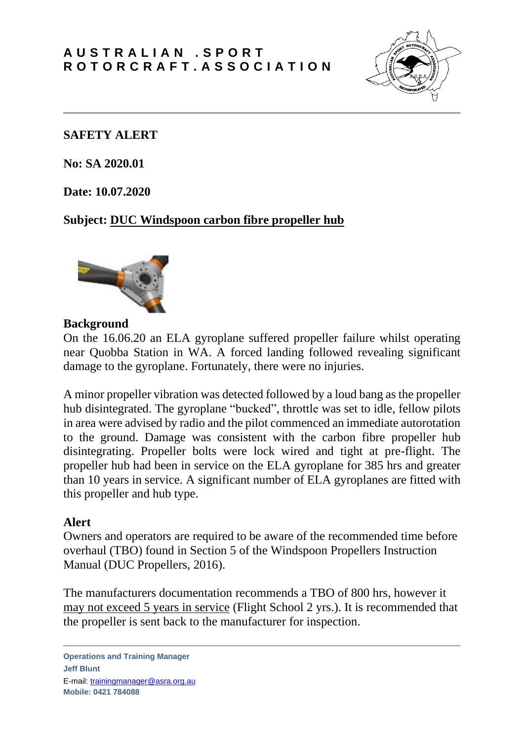# AUSTRALIAN SPORT ROTORCRAFT ASSOCIATION

**SAFETY ALERT**

**No: SA 2020.01**

**Date: 10.07.2020**

**Subject: DUC Windspoon carbon fibre propeller hub**

## Background

On the 16.06.20 an ELA gyroplane suffered propeller failure whilst operating near Quobba Station in WA. A forced landing followed revealing significant damage to the gyroplane. Fortunately, there were no injuries.

A minor propeller vibration was detected followed by a loud bang as the propeller hub disintegrated. The gyroplane "bucked", throttle was set to idle, fellow pilots in area were advised by radio and the pilot commenced an immediate autorotation to the ground. Damage was consistent with the carbon fibre propeller hub disintegrating. Propeller bolts were lock wired and tight at pre-flight. The propeller hub had been in service on the ELA gyroplane for 385 hrs and greater than 10 years in service. A significant number of ELA gyroplanes are fitted with this propeller and hub type.

## Alert

Owners and operators are required to be aware of the recommended time before overhaul (TBO) found in Section 5 of the Windspoon Propellers Instruction Manual (DUC Propellers, 2016).

The manufacturers documentation recommends a TBO of 800 hrs, however it may not exceed 5 years in service (Flight School 2 yrs.). It is recommended that the propeller is sent back to the manufacturer for inspection.

---

**Operations and Training Manager**
**Jeff Blunt**
E-mail: trainingmanager@asra.org.au
**Mobile: 0421 784088**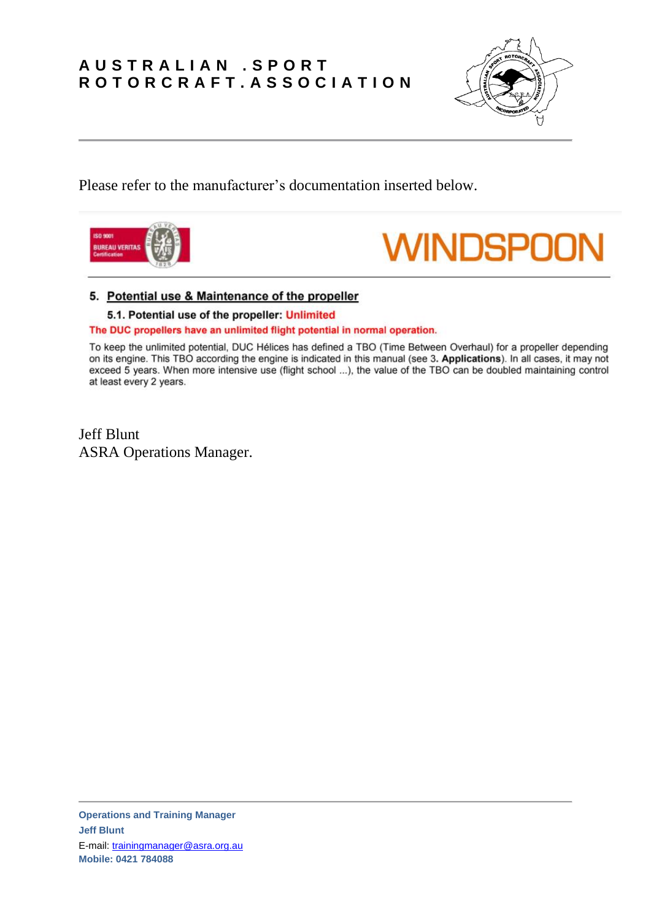# AUSTRALIAN .SPORT ROTORCRAFT.ASSOCIATION

Please refer to the manufacturer's documentation inserted below.

ISO 9001 BUREAU VERITAS Certification

WINDSPOON

## 5. Potential use & Maintenance of the propeller

### 5.1. Potential use of the propeller: Unlimited

**The DUC propellers have an unlimited flight potential in normal operation.**

To keep the unlimited potential, DUC Hélices has defined a TBO (Time Between Overhaul) for a propeller depending on its engine. This TBO according the engine is indicated in this manual (see 3. **Applications**). In all cases, it may not exceed 5 years. When more intensive use (flight school ...), the value of the TBO can be doubled maintaining control at least every 2 years.

Jeff Blunt
ASRA Operations Manager.

**Operations and Training Manager**
**Jeff Blunt**
E-mail: trainingmanager@asra.org.au
**Mobile: 0421 784088**